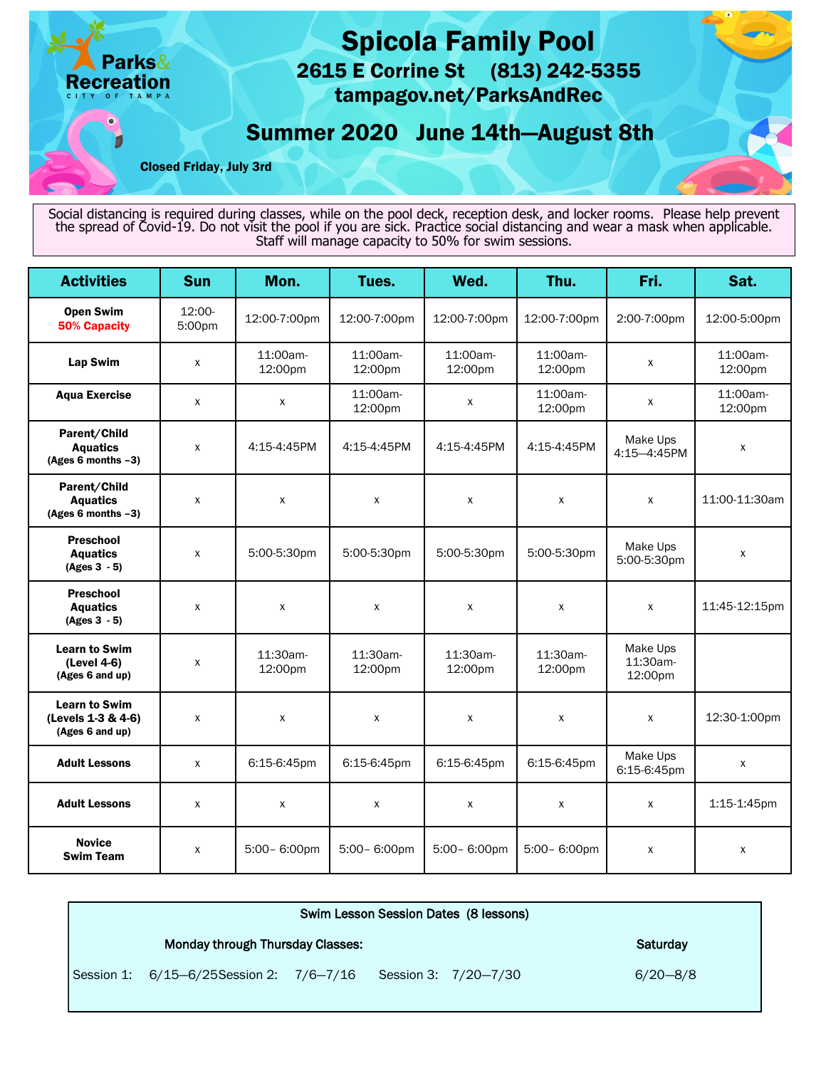Parks & Recreation
CITY OF TAMPA

# Spicola Family Pool

## 2615 E Corrine St (813) 242-5355

## tampagov.net/ParksAndRec

## Summer 2020 June 14th—August 8th

**Closed Friday, July 3rd**

Social distancing is required during classes, while on the pool deck, reception desk, and locker rooms. Please help prevent the spread of Covid-19. Do not visit the pool if you are sick. Practice social distancing and wear a mask when applicable. Staff will manage capacity to 50% for swim sessions.

| Activities | Sun | Mon. | Tues. | Wed. | Thu. | Fri. | Sat. |
|---|---|---|---|---|---|---|---|
| **Open Swim** 50% Capacity | 12:00-5:00pm | 12:00-7:00pm | 12:00-7:00pm | 12:00-7:00pm | 12:00-7:00pm | 2:00-7:00pm | 12:00-5:00pm |
| **Lap Swim** | x | 11:00am-12:00pm | 11:00am-12:00pm | 11:00am-12:00pm | 11:00am-12:00pm | x | 11:00am-12:00pm |
| **Aqua Exercise** | x | x | 11:00am-12:00pm | x | 11:00am-12:00pm | x | 11:00am-12:00pm |
| **Parent/Child Aquatics** (Ages 6 months –3) | x | 4:15-4:45PM | 4:15-4:45PM | 4:15-4:45PM | 4:15-4:45PM | Make Ups 4:15—4:45PM | x |
| **Parent/Child Aquatics** (Ages 6 months –3) | x | x | x | x | x | x | 11:00-11:30am |
| **Preschool Aquatics** (Ages 3 - 5) | x | 5:00-5:30pm | 5:00-5:30pm | 5:00-5:30pm | 5:00-5:30pm | Make Ups 5:00-5:30pm | x |
| **Preschool Aquatics** (Ages 3 - 5) | x | x | x | x | x | x | 11:45-12:15pm |
| **Learn to Swim (Level 4-6)** (Ages 6 and up) | x | 11:30am-12:00pm | 11:30am-12:00pm | 11:30am-12:00pm | 11:30am-12:00pm | Make Ups 11:30am-12:00pm | |
| **Learn to Swim (Levels 1-3 & 4-6)** (Ages 6 and up) | x | x | x | x | x | x | 12:30-1:00pm |
| **Adult Lessons** | x | 6:15-6:45pm | 6:15-6:45pm | 6:15-6:45pm | 6:15-6:45pm | Make Ups 6:15-6:45pm | x |
| **Adult Lessons** | x | x | x | x | x | x | 1:15-1:45pm |
| **Novice Swim Team** | x | 5:00– 6:00pm | 5:00– 6:00pm | 5:00– 6:00pm | 5:00– 6:00pm | x | x |

Swim Lesson Session Dates (8 lessons)

| Monday through Thursday Classes: | | | Saturday |
|---|---|---|---|
| Session 1: 6/15—6/25 | Session 2: 7/6—7/16 | Session 3: 7/20—7/30 | 6/20—8/8 |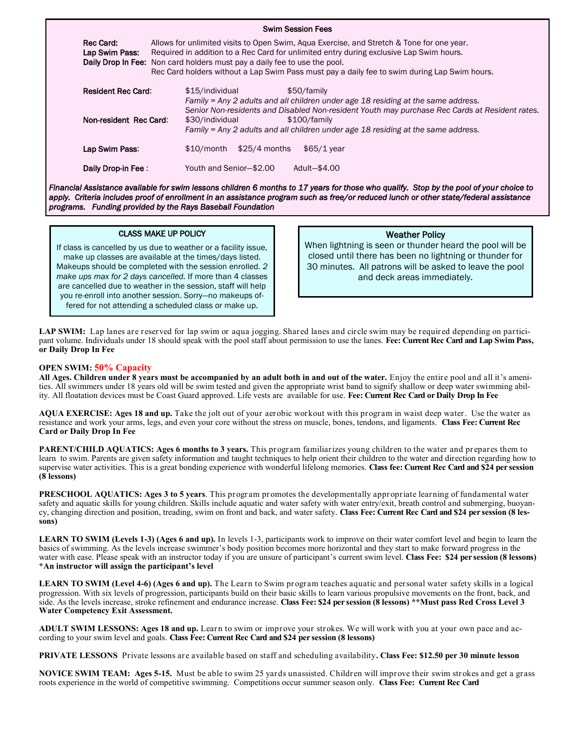## Swim Session Fees

**Rec Card:** Allows for unlimited visits to Open Swim, Aqua Exercise, and Stretch & Tone for one year.
**Lap Swim Pass:** Required in addition to a Rec Card for unlimited entry during exclusive Lap Swim hours.
**Daily Drop In Fee:** Non card holders must pay a daily fee to use the pool.
Rec Card holders without a Lap Swim Pass must pay a daily fee to swim during Lap Swim hours.

**Resident Rec Card:** $15/individual $50/family
*Family = Any 2 adults and all children under age 18 residing at the same address.*
*Senior Non-residents and Disabled Non-resident Youth may purchase Rec Cards at Resident rates.*

**Non-resident Rec Card:** $30/individual $100/family
*Family = Any 2 adults and all children under age 18 residing at the same address.*

**Lap Swim Pass:** $10/month $25/4 months $65/1 year

**Daily Drop-in Fee:** Youth and Senior—$2.00 Adult—$4.00

***Financial Assistance available for swim lessons children 6 months to 17 years for those who qualify. Stop by the pool of your choice to apply. Criteria includes proof of enrollment in an assistance program such as free/or reduced lunch or other state/federal assistance programs. Funding provided by the Rays Baseball Foundation***

### CLASS MAKE UP POLICY

If class is cancelled by us due to weather or a facility issue, make up classes are available at the times/days listed. Makeups should be completed with the session enrolled. *2 make ups max for 2 days cancelled.* If more than 4 classes are cancelled due to weather in the session, staff will help you re-enroll into another session. Sorry—no makeups offered for not attending a scheduled class or make up.

### Weather Policy

When lightning is seen or thunder heard the pool will be closed until there has been no lightning or thunder for 30 minutes. All patrons will be asked to leave the pool and deck areas immediately.

**LAP SWIM:** Lap lanes are reserved for lap swim or aqua jogging. Shared lanes and circle swim may be required depending on participant volume. Individuals under 18 should speak with the pool staff about permission to use the lanes. **Fee: Current Rec Card and Lap Swim Pass, or Daily Drop In Fee**

**OPEN SWIM: 50% Capacity**
**All Ages. Children under 8 years must be accompanied by an adult both in and out of the water.** Enjoy the entire pool and all it's amenities. All swimmers under 18 years old will be swim tested and given the appropriate wrist band to signify shallow or deep water swimming ability. All floatation devices must be Coast Guard approved. Life vests are available for use. **Fee: Current Rec Card or Daily Drop In Fee**

**AQUA EXERCISE: Ages 18 and up.** Take the jolt out of your aerobic workout with this program in waist deep water. Use the water as resistance and work your arms, legs, and even your core without the stress on muscle, bones, tendons, and ligaments. **Class Fee: Current Rec Card or Daily Drop In Fee**

**PARENT/CHILD AQUATICS: Ages 6 months to 3 years.** This program familiarizes young children to the water and prepares them to learn to swim. Parents are given safety information and taught techniques to help orient their children to the water and direction regarding how to supervise water activities. This is a great bonding experience with wonderful lifelong memories. **Class fee: Current Rec Card and $24 per session (8 lessons)**

**PRESCHOOL AQUATICS: Ages 3 to 5 years**. This program promotes the developmentally appropriate learning of fundamental water safety and aquatic skills for young children. Skills include aquatic and water safety with water entry/exit, breath control and submerging, buoyancy, changing direction and position, treading, swim on front and back, and water safety. **Class Fee: Current Rec Card and $24 per session (8 lessons)**

**LEARN TO SWIM (Levels 1-3) (Ages 6 and up).** In levels 1-3, participants work to improve on their water comfort level and begin to learn the basics of swimming. As the levels increase swimmer's body position becomes more horizontal and they start to make forward progress in the water with ease. Please speak with an instructor today if you are unsure of participant's current swim level. **Class Fee: $24 per session (8 lessons) *An instructor will assign the participant's level**

**LEARN TO SWIM (Level 4-6) (Ages 6 and up).** The Learn to Swim program teaches aquatic and personal water safety skills in a logical progression. With six levels of progression, participants build on their basic skills to learn various propulsive movements on the front, back, and side. As the levels increase, stroke refinement and endurance increase. **Class Fee: $24 per session (8 lessons) **Must pass Red Cross Level 3 Water Competency Exit Assessment.**

**ADULT SWIM LESSONS: Ages 18 and up.** Learn to swim or improve your strokes. We will work with you at your own pace and according to your swim level and goals. **Class Fee: Current Rec Card and $24 per session (8 lessons)**

**PRIVATE LESSONS** Private lessons are available based on staff and scheduling availability**. Class Fee: $12.50 per 30 minute lesson**

**NOVICE SWIM TEAM: Ages 5-15.** Must be able to swim 25 yards unassisted. Children will improve their swim strokes and get a grass roots experience in the world of competitive swimming. Competitions occur summer season only. **Class Fee: Current Rec Card**